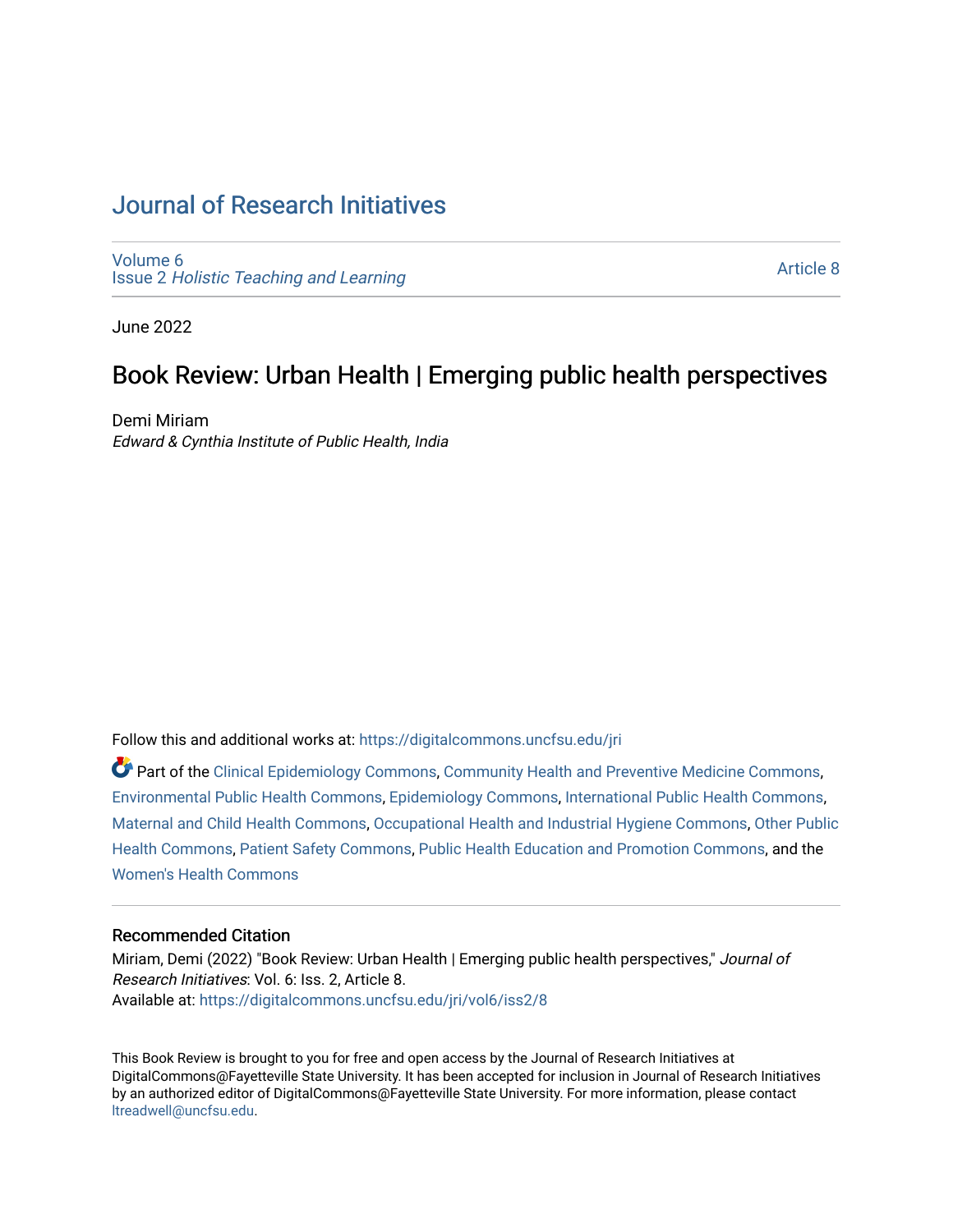# Journal of Research Initiatives

Volume 6
Issue 2 *Holistic Teaching and Learning*

Article 8

June 2022

## Book Review: Urban Health | Emerging public health perspectives

Demi Miriam
*Edward & Cynthia Institute of Public Health, India*

Follow this and additional works at: https://digitalcommons.uncfsu.edu/jri

Part of the Clinical Epidemiology Commons, Community Health and Preventive Medicine Commons, Environmental Public Health Commons, Epidemiology Commons, International Public Health Commons, Maternal and Child Health Commons, Occupational Health and Industrial Hygiene Commons, Other Public Health Commons, Patient Safety Commons, Public Health Education and Promotion Commons, and the Women's Health Commons

### Recommended Citation

Miriam, Demi (2022) "Book Review: Urban Health | Emerging public health perspectives," *Journal of Research Initiatives*: Vol. 6: Iss. 2, Article 8.
Available at: https://digitalcommons.uncfsu.edu/jri/vol6/iss2/8

This Book Review is brought to you for free and open access by the Journal of Research Initiatives at DigitalCommons@Fayetteville State University. It has been accepted for inclusion in Journal of Research Initiatives by an authorized editor of DigitalCommons@Fayetteville State University. For more information, please contact ltreadwell@uncfsu.edu.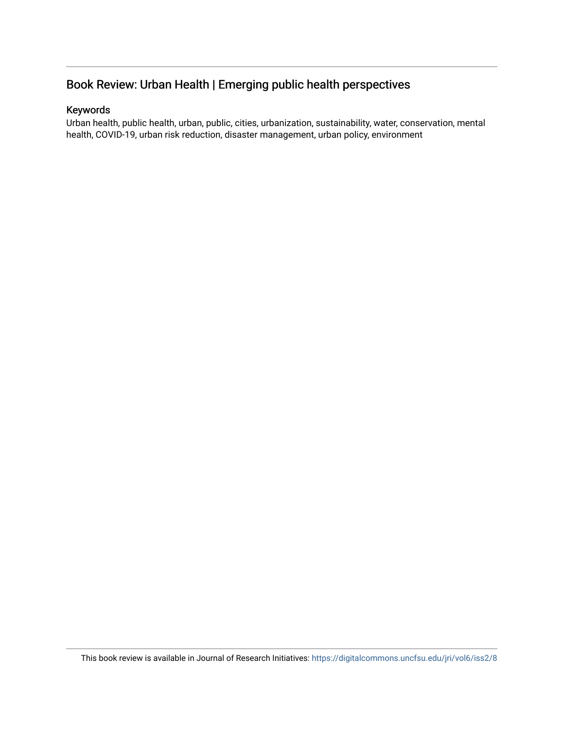## Book Review: Urban Health | Emerging public health perspectives

### Keywords

Urban health, public health, urban, public, cities, urbanization, sustainability, water, conservation, mental health, COVID-19, urban risk reduction, disaster management, urban policy, environment

This book review is available in Journal of Research Initiatives: https://digitalcommons.uncfsu.edu/jri/vol6/iss2/8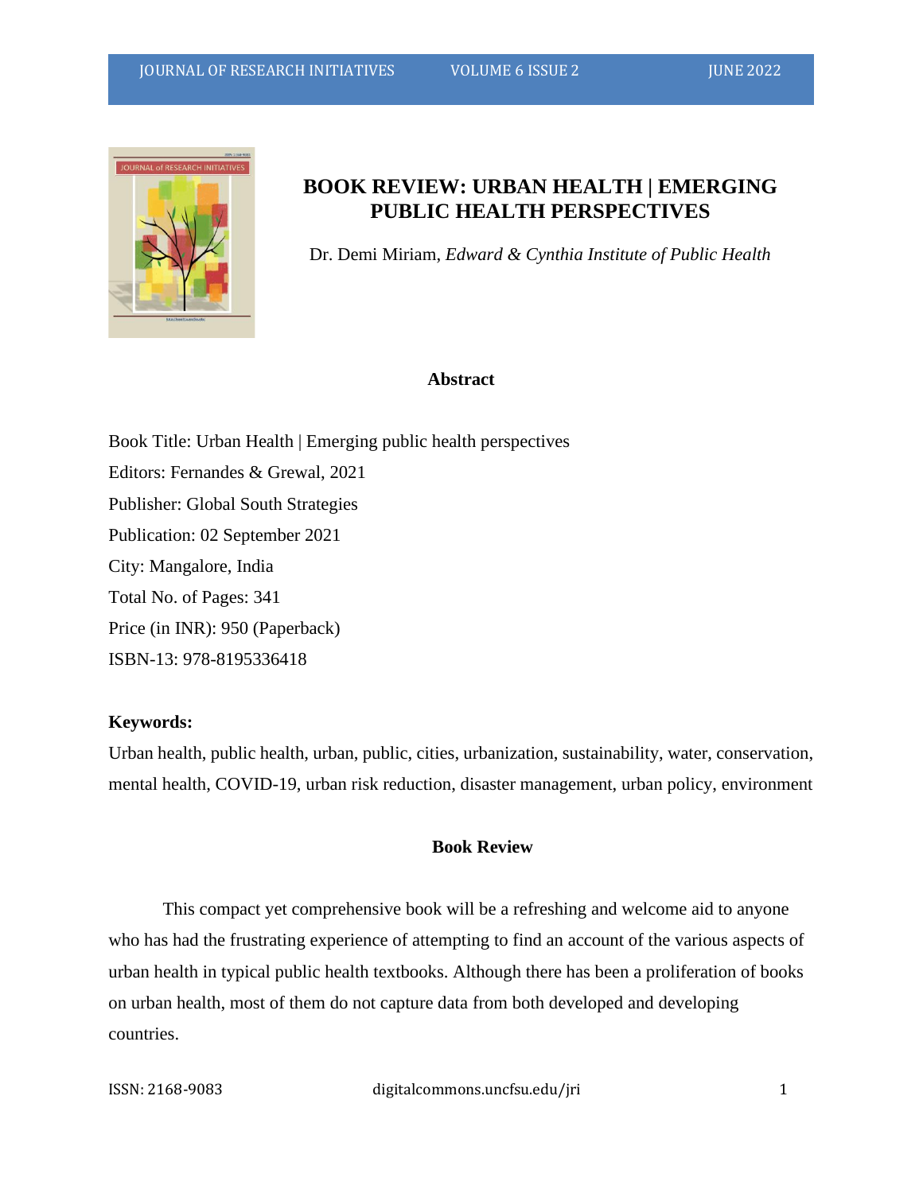# BOOK REVIEW: URBAN HEALTH | EMERGING PUBLIC HEALTH PERSPECTIVES

Dr. Demi Miriam, *Edward & Cynthia Institute of Public Health*

## Abstract

Book Title: Urban Health | Emerging public health perspectives
Editors: Fernandes & Grewal, 2021
Publisher: Global South Strategies
Publication: 02 September 2021
City: Mangalore, India
Total No. of Pages: 341
Price (in INR): 950 (Paperback)
ISBN-13: 978-8195336418

**Keywords:**
Urban health, public health, urban, public, cities, urbanization, sustainability, water, conservation, mental health, COVID-19, urban risk reduction, disaster management, urban policy, environment

## Book Review

This compact yet comprehensive book will be a refreshing and welcome aid to anyone who has had the frustrating experience of attempting to find an account of the various aspects of urban health in typical public health textbooks. Although there has been a proliferation of books on urban health, most of them do not capture data from both developed and developing countries.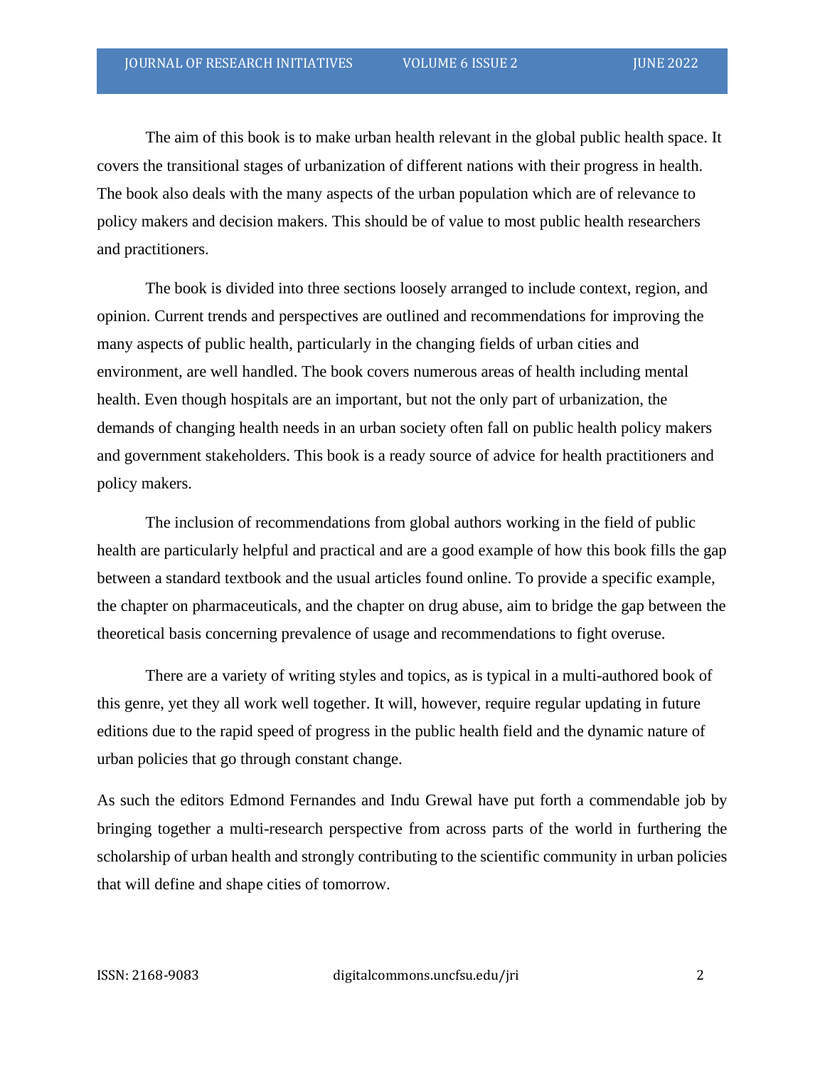The aim of this book is to make urban health relevant in the global public health space. It covers the transitional stages of urbanization of different nations with their progress in health. The book also deals with the many aspects of the urban population which are of relevance to policy makers and decision makers. This should be of value to most public health researchers and practitioners.

The book is divided into three sections loosely arranged to include context, region, and opinion. Current trends and perspectives are outlined and recommendations for improving the many aspects of public health, particularly in the changing fields of urban cities and environment, are well handled. The book covers numerous areas of health including mental health. Even though hospitals are an important, but not the only part of urbanization, the demands of changing health needs in an urban society often fall on public health policy makers and government stakeholders. This book is a ready source of advice for health practitioners and policy makers.

The inclusion of recommendations from global authors working in the field of public health are particularly helpful and practical and are a good example of how this book fills the gap between a standard textbook and the usual articles found online. To provide a specific example, the chapter on pharmaceuticals, and the chapter on drug abuse, aim to bridge the gap between the theoretical basis concerning prevalence of usage and recommendations to fight overuse.

There are a variety of writing styles and topics, as is typical in a multi-authored book of this genre, yet they all work well together. It will, however, require regular updating in future editions due to the rapid speed of progress in the public health field and the dynamic nature of urban policies that go through constant change.

As such the editors Edmond Fernandes and Indu Grewal have put forth a commendable job by bringing together a multi-research perspective from across parts of the world in furthering the scholarship of urban health and strongly contributing to the scientific community in urban policies that will define and shape cities of tomorrow.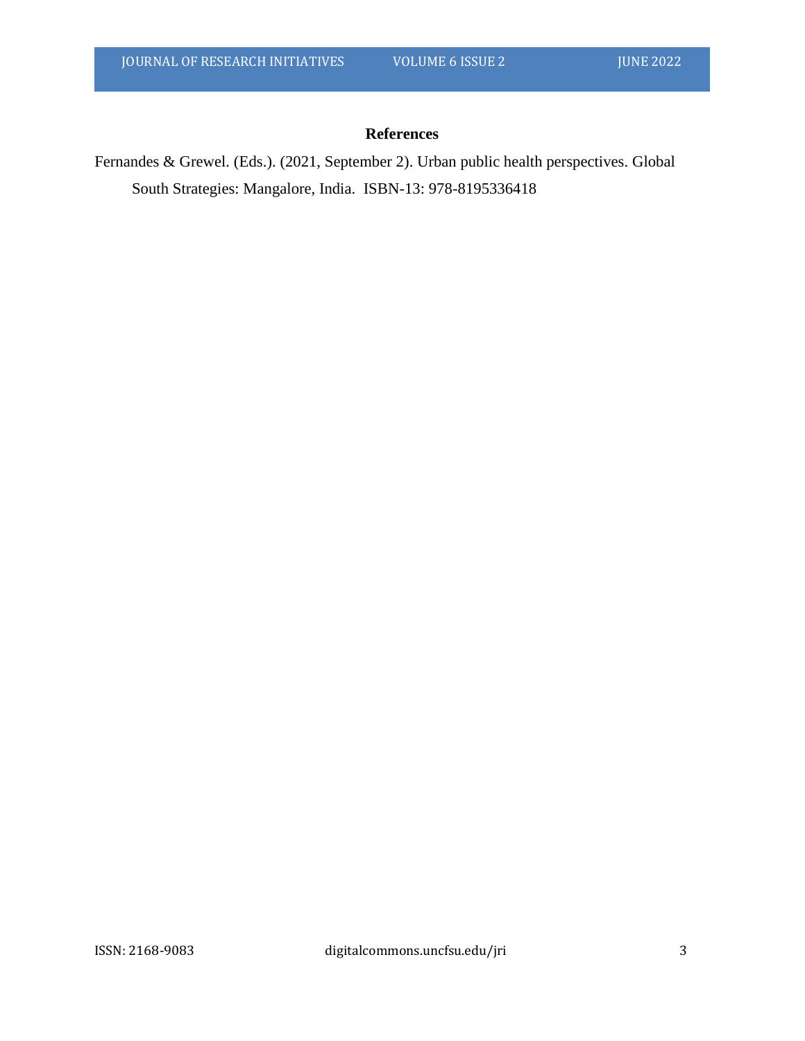## References

Fernandes & Grewel. (Eds.). (2021, September 2). Urban public health perspectives. Global South Strategies: Mangalore, India. ISBN-13: 978-8195336418